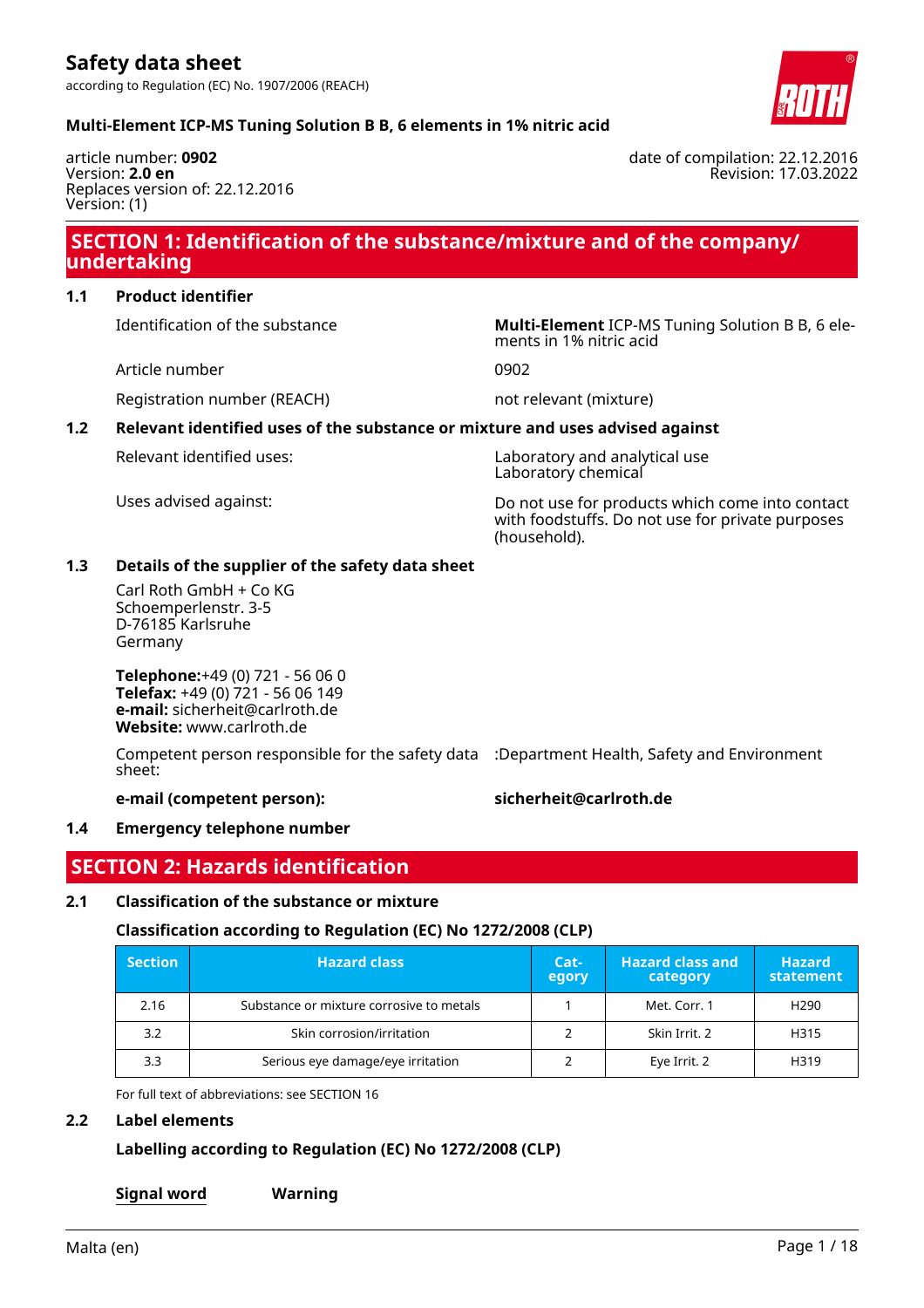# Safety data sheet

according to Regulation (EC) No. 1907/2006 (REACH)

**Multi-Element ICP-MS Tuning Solution B B, 6 elements in 1% nitric acid**

article number: **0902**
Version: **2.0 en**
Replaces version of: 22.12.2016
Version: (1)

date of compilation: 22.12.2016
Revision: 17.03.2022

## SECTION 1: Identification of the substance/mixture and of the company/undertaking

### 1.1 Product identifier

| | |
|---|---|
| Identification of the substance | **Multi-Element** ICP-MS Tuning Solution B B, 6 elements in 1% nitric acid |
| Article number | 0902 |
| Registration number (REACH) | not relevant (mixture) |

### 1.2 Relevant identified uses of the substance or mixture and uses advised against

| | |
|---|---|
| Relevant identified uses: | Laboratory and analytical use<br>Laboratory chemical |
| Uses advised against: | Do not use for products which come into contact with foodstuffs. Do not use for private purposes (household). |

### 1.3 Details of the supplier of the safety data sheet

Carl Roth GmbH + Co KG
Schoemperlenstr. 3-5
D-76185 Karlsruhe
Germany

**Telephone:**+49 (0) 721 - 56 06 0
**Telefax:** +49 (0) 721 - 56 06 149
**e-mail:** sicherheit@carlroth.de
**Website:** www.carlroth.de

Competent person responsible for the safety data sheet: :Department Health, Safety and Environment

**e-mail (competent person):** **sicherheit@carlroth.de**

### 1.4 Emergency telephone number

## SECTION 2: Hazards identification

### 2.1 Classification of the substance or mixture

#### Classification according to Regulation (EC) No 1272/2008 (CLP)

| Section | Hazard class | Category | Hazard class and category | Hazard statement |
|---|---|---|---|---|
| 2.16 | Substance or mixture corrosive to metals | 1 | Met. Corr. 1 | H290 |
| 3.2 | Skin corrosion/irritation | 2 | Skin Irrit. 2 | H315 |
| 3.3 | Serious eye damage/eye irritation | 2 | Eye Irrit. 2 | H319 |

For full text of abbreviations: see SECTION 16

### 2.2 Label elements

#### Labelling according to Regulation (EC) No 1272/2008 (CLP)

**Signal word** **Warning**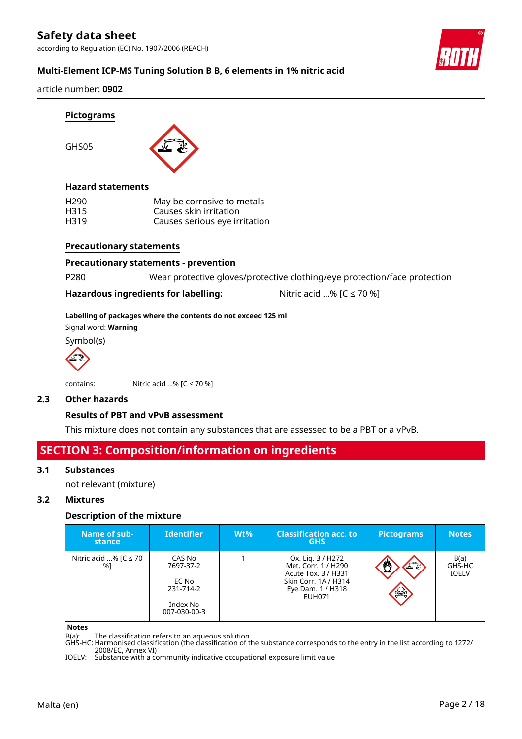#### Pictograms

GHS05

#### Hazard statements

| | |
|---|---|
| H290 | May be corrosive to metals |
| H315 | Causes skin irritation |
| H319 | Causes serious eye irritation |

#### Precautionary statements

**Precautionary statements - prevention**

P280 Wear protective gloves/protective clothing/eye protection/face protection

**Hazardous ingredients for labelling:** Nitric acid ...% [C ≤ 70 %]

**Labelling of packages where the contents do not exceed 125 ml**

Signal word: **Warning**

Symbol(s)

contains: Nitric acid ...% [C ≤ 70 %]

### 2.3 Other hazards

**Results of PBT and vPvB assessment**

This mixture does not contain any substances that are assessed to be a PBT or a vPvB.

## SECTION 3: Composition/information on ingredients

### 3.1 Substances

not relevant (mixture)

### 3.2 Mixtures

**Description of the mixture**

| Name of substance | Identifier | Wt% | Classification acc. to GHS | Pictograms | Notes |
|---|---|---|---|---|---|
| Nitric acid ...% [C ≤ 70 %] | CAS No 7697-37-2<br>EC No 231-714-2<br>Index No 007-030-00-3 | 1 | Ox. Liq. 3 / H272<br>Met. Corr. 1 / H290<br>Acute Tox. 3 / H331<br>Skin Corr. 1A / H314<br>Eye Dam. 1 / H318<br>EUH071 | | B(a)<br>GHS-HC<br>IOELV |

**Notes**

B(a): The classification refers to an aqueous solution
GHS-HC: Harmonised classification (the classification of the substance corresponds to the entry in the list according to 1272/2008/EC, Annex VI)
IOELV: Substance with a community indicative occupational exposure limit value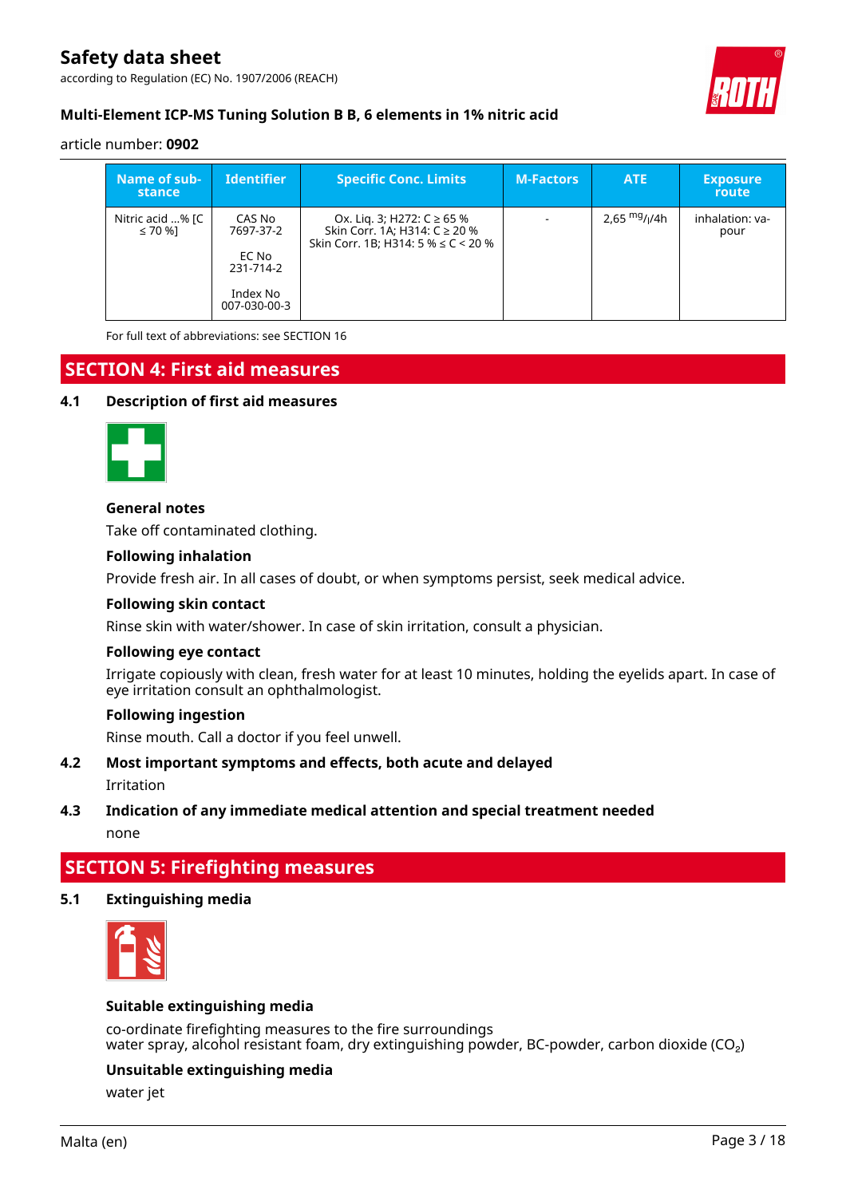| Name of substance | Identifier | Specific Conc. Limits | M-Factors | ATE | Exposure route |
|---|---|---|---|---|---|
| Nitric acid ...% [C ≤ 70 %] | CAS No 7697-37-2<br><br>EC No 231-714-2<br><br>Index No 007-030-00-3 | Ox. Liq. 3; H272: C ≥ 65 %<br>Skin Corr. 1A; H314: C ≥ 20 %<br>Skin Corr. 1B; H314: 5 % ≤ C < 20 % | - | 2,65 $^{mg}/_{l}$/4h | inhalation: vapour |

For full text of abbreviations: see SECTION 16

## SECTION 4: First aid measures

### 4.1 Description of first aid measures

**General notes**

Take off contaminated clothing.

**Following inhalation**

Provide fresh air. In all cases of doubt, or when symptoms persist, seek medical advice.

**Following skin contact**

Rinse skin with water/shower. In case of skin irritation, consult a physician.

**Following eye contact**

Irrigate copiously with clean, fresh water for at least 10 minutes, holding the eyelids apart. In case of eye irritation consult an ophthalmologist.

**Following ingestion**

Rinse mouth. Call a doctor if you feel unwell.

### 4.2 Most important symptoms and effects, both acute and delayed

Irritation

### 4.3 Indication of any immediate medical attention and special treatment needed

none

## SECTION 5: Firefighting measures

### 5.1 Extinguishing media

**Suitable extinguishing media**

co-ordinate firefighting measures to the fire surroundings
water spray, alcohol resistant foam, dry extinguishing powder, BC-powder, carbon dioxide ($CO_2$)

**Unsuitable extinguishing media**

water jet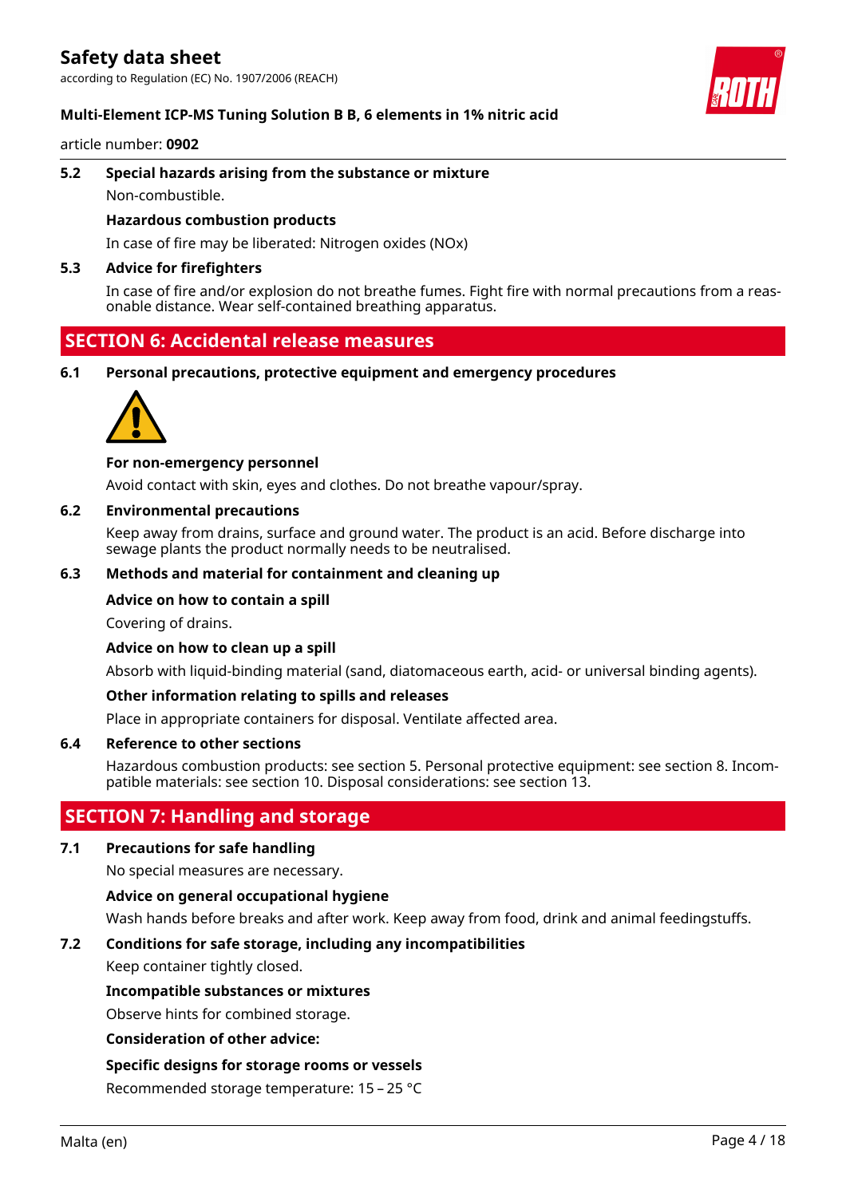### 5.2 Special hazards arising from the substance or mixture

Non-combustible.

**Hazardous combustion products**

In case of fire may be liberated: Nitrogen oxides (NOx)

### 5.3 Advice for firefighters

In case of fire and/or explosion do not breathe fumes. Fight fire with normal precautions from a reasonable distance. Wear self-contained breathing apparatus.

## SECTION 6: Accidental release measures

### 6.1 Personal precautions, protective equipment and emergency procedures

**For non-emergency personnel**

Avoid contact with skin, eyes and clothes. Do not breathe vapour/spray.

### 6.2 Environmental precautions

Keep away from drains, surface and ground water. The product is an acid. Before discharge into sewage plants the product normally needs to be neutralised.

### 6.3 Methods and material for containment and cleaning up

**Advice on how to contain a spill**

Covering of drains.

**Advice on how to clean up a spill**

Absorb with liquid-binding material (sand, diatomaceous earth, acid- or universal binding agents).

**Other information relating to spills and releases**

Place in appropriate containers for disposal. Ventilate affected area.

### 6.4 Reference to other sections

Hazardous combustion products: see section 5. Personal protective equipment: see section 8. Incompatible materials: see section 10. Disposal considerations: see section 13.

## SECTION 7: Handling and storage

### 7.1 Precautions for safe handling

No special measures are necessary.

**Advice on general occupational hygiene**

Wash hands before breaks and after work. Keep away from food, drink and animal feedingstuffs.

### 7.2 Conditions for safe storage, including any incompatibilities

Keep container tightly closed.

**Incompatible substances or mixtures**

Observe hints for combined storage.

**Consideration of other advice:**

**Specific designs for storage rooms or vessels**

Recommended storage temperature: 15 – 25 °C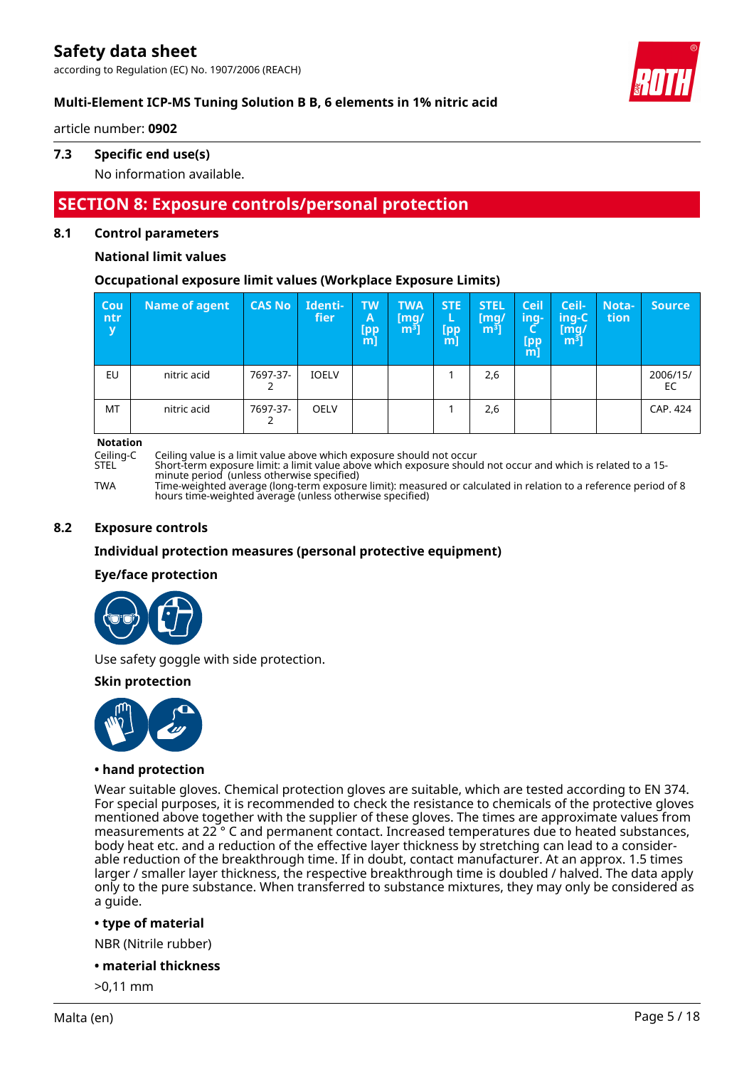### 7.3 Specific end use(s)

No information available.

## SECTION 8: Exposure controls/personal protection

### 8.1 Control parameters

**National limit values**

**Occupational exposure limit values (Workplace Exposure Limits)**

| Country | Name of agent | CAS No | Identi-fier | TWA [ppm] | TWA [mg/m³] | STEL [ppm] | STEL [mg/m³] | Ceiling-C [ppm] | Ceil-ing-C [mg/m³] | Nota-tion | Source |
|---|---|---|---|---|---|---|---|---|---|---|---|
| EU | nitric acid | 7697-37-2 | IOELV | | | 1 | 2,6 | | | | 2006/15/EC |
| MT | nitric acid | 7697-37-2 | OELV | | | 1 | 2,6 | | | | CAP. 424 |

**Notation**

- Ceiling-C: Ceiling value is a limit value above which exposure should not occur
- STEL: Short-term exposure limit: a limit value above which exposure should not occur and which is related to a 15-minute period (unless otherwise specified)
- TWA: Time-weighted average (long-term exposure limit): measured or calculated in relation to a reference period of 8 hours time-weighted average (unless otherwise specified)

### 8.2 Exposure controls

**Individual protection measures (personal protective equipment)**

**Eye/face protection**

Use safety goggle with side protection.

**Skin protection**

**• hand protection**

Wear suitable gloves. Chemical protection gloves are suitable, which are tested according to EN 374. For special purposes, it is recommended to check the resistance to chemicals of the protective gloves mentioned above together with the supplier of these gloves. The times are approximate values from measurements at 22 ° C and permanent contact. Increased temperatures due to heated substances, body heat etc. and a reduction of the effective layer thickness by stretching can lead to a considerable reduction of the breakthrough time. If in doubt, contact manufacturer. At an approx. 1.5 times larger / smaller layer thickness, the respective breakthrough time is doubled / halved. The data apply only to the pure substance. When transferred to substance mixtures, they may only be considered as a guide.

**• type of material**

NBR (Nitrile rubber)

**• material thickness**

>0,11 mm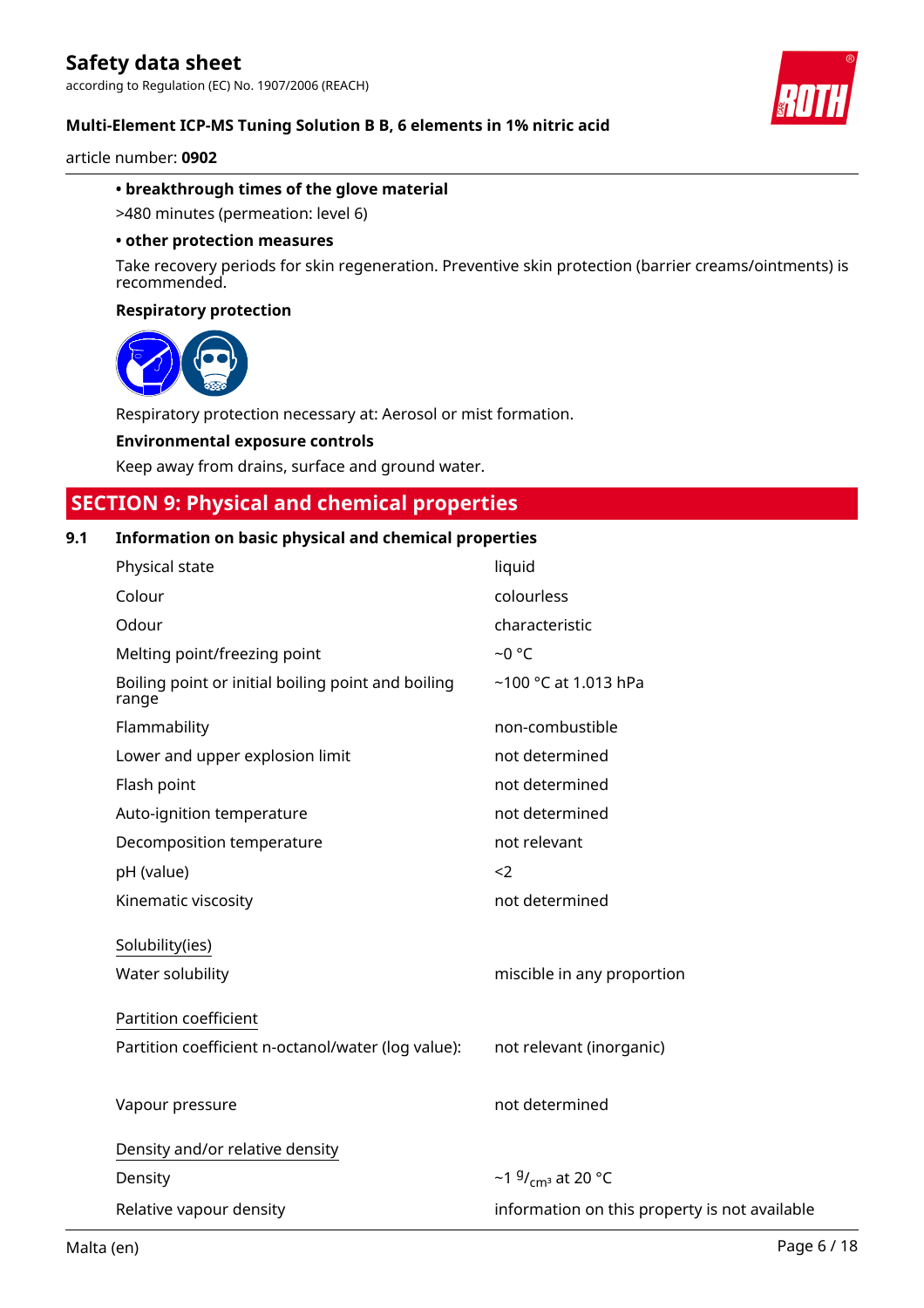• **breakthrough times of the glove material**

>480 minutes (permeation: level 6)

• **other protection measures**

Take recovery periods for skin regeneration. Preventive skin protection (barrier creams/ointments) is recommended.

**Respiratory protection**

Respiratory protection necessary at: Aerosol or mist formation.

**Environmental exposure controls**

Keep away from drains, surface and ground water.

## SECTION 9: Physical and chemical properties

### 9.1 Information on basic physical and chemical properties

| | |
|---|---|
| Physical state | liquid |
| Colour | colourless |
| Odour | characteristic |
| Melting point/freezing point | ~0 °C |
| Boiling point or initial boiling point and boiling range | ~100 °C at 1.013 hPa |
| Flammability | non-combustible |
| Lower and upper explosion limit | not determined |
| Flash point | not determined |
| Auto-ignition temperature | not determined |
| Decomposition temperature | not relevant |
| pH (value) | <2 |
| Kinematic viscosity | not determined |
| Solubility(ies) | |
| Water solubility | miscible in any proportion |
| Partition coefficient | |
| Partition coefficient n-octanol/water (log value): | not relevant (inorganic) |
| Vapour pressure | not determined |
| Density and/or relative density | |
| Density | ~1 $^{g}/_{cm^3}$ at 20 °C |
| Relative vapour density | information on this property is not available |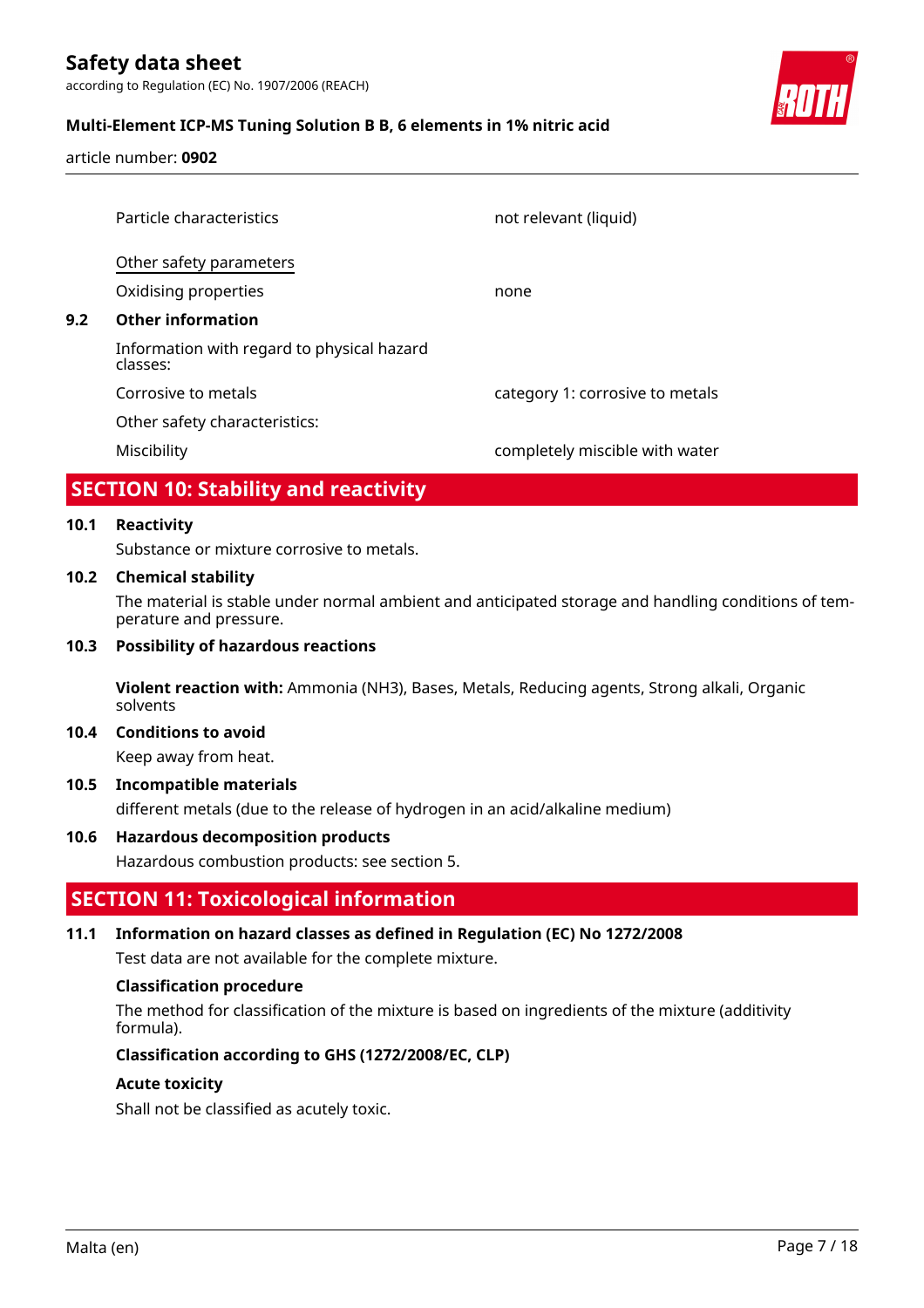| | |
|---|---|
| Particle characteristics | not relevant (liquid) |

Other safety parameters

| | |
|---|---|
| Oxidising properties | none |

### 9.2 Other information

Information with regard to physical hazard classes:

| | |
|---|---|
| Corrosive to metals | category 1: corrosive to metals |

Other safety characteristics:

| | |
|---|---|
| Miscibility | completely miscible with water |

## SECTION 10: Stability and reactivity

### 10.1 Reactivity

Substance or mixture corrosive to metals.

### 10.2 Chemical stability

The material is stable under normal ambient and anticipated storage and handling conditions of temperature and pressure.

### 10.3 Possibility of hazardous reactions

**Violent reaction with:** Ammonia ($NH_3$), Bases, Metals, Reducing agents, Strong alkali, Organic solvents

### 10.4 Conditions to avoid

Keep away from heat.

### 10.5 Incompatible materials

different metals (due to the release of hydrogen in an acid/alkaline medium)

### 10.6 Hazardous decomposition products

Hazardous combustion products: see section 5.

## SECTION 11: Toxicological information

### 11.1 Information on hazard classes as defined in Regulation (EC) No 1272/2008

Test data are not available for the complete mixture.

**Classification procedure**

The method for classification of the mixture is based on ingredients of the mixture (additivity formula).

**Classification according to GHS (1272/2008/EC, CLP)**

**Acute toxicity**

Shall not be classified as acutely toxic.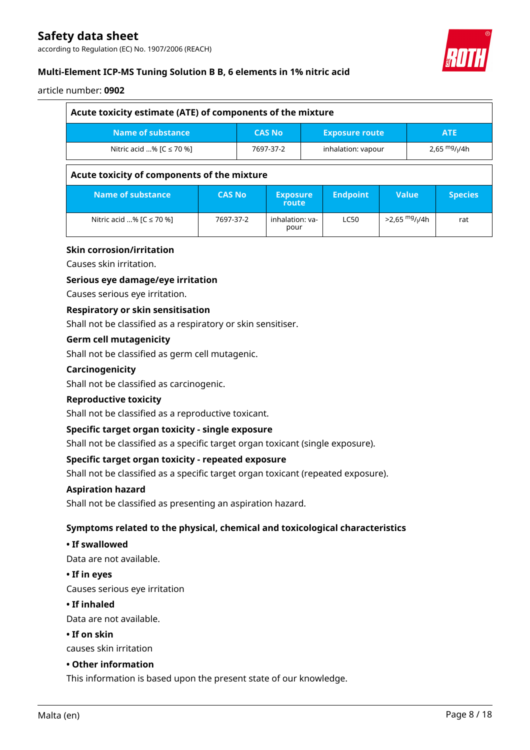| Acute toxicity estimate (ATE) of components of the mixture | | | |
|---|---|---|---|
| **Name of substance** | **CAS No** | **Exposure route** | **ATE** |
| Nitric acid ...% [C ≤ 70 %] | 7697-37-2 | inhalation: vapour | 2,65 $^{mg}/_{l}$/4h |

| Acute toxicity of components of the mixture | | | | | |
|---|---|---|---|---|---|
| **Name of substance** | **CAS No** | **Exposure route** | **Endpoint** | **Value** | **Species** |
| Nitric acid ...% [C ≤ 70 %] | 7697-37-2 | inhalation: vapour | LC50 | >2,65 $^{mg}/_{l}$/4h | rat |

**Skin corrosion/irritation**

Causes skin irritation.

**Serious eye damage/eye irritation**

Causes serious eye irritation.

**Respiratory or skin sensitisation**

Shall not be classified as a respiratory or skin sensitiser.

**Germ cell mutagenicity**

Shall not be classified as germ cell mutagenic.

**Carcinogenicity**

Shall not be classified as carcinogenic.

**Reproductive toxicity**

Shall not be classified as a reproductive toxicant.

**Specific target organ toxicity - single exposure**

Shall not be classified as a specific target organ toxicant (single exposure).

**Specific target organ toxicity - repeated exposure**

Shall not be classified as a specific target organ toxicant (repeated exposure).

**Aspiration hazard**

Shall not be classified as presenting an aspiration hazard.

**Symptoms related to the physical, chemical and toxicological characteristics**

**• If swallowed**

Data are not available.

**• If in eyes**

Causes serious eye irritation

**• If inhaled**

Data are not available.

**• If on skin**

causes skin irritation

**• Other information**

This information is based upon the present state of our knowledge.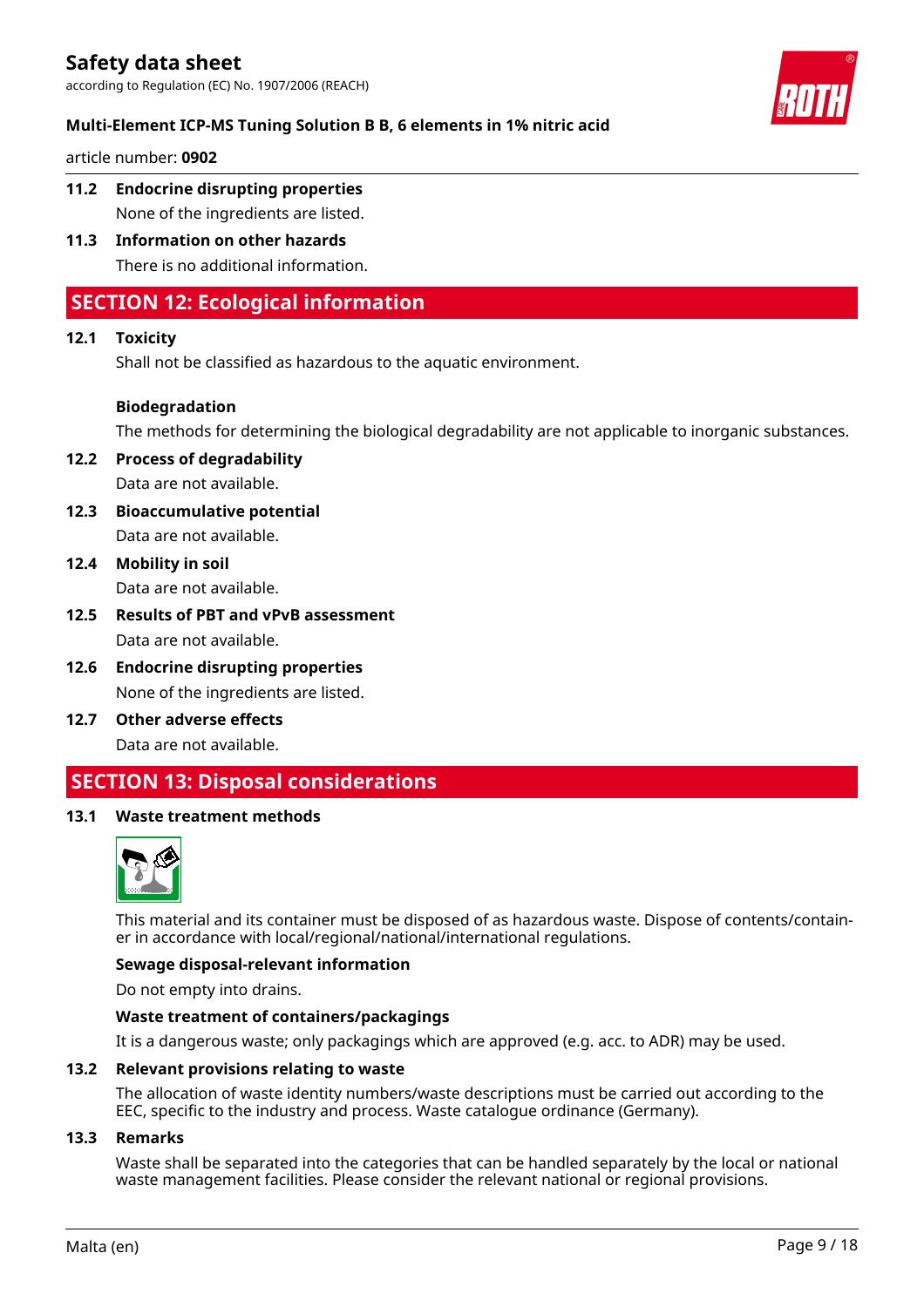### 11.2 Endocrine disrupting properties

None of the ingredients are listed.

### 11.3 Information on other hazards

There is no additional information.

## SECTION 12: Ecological information

### 12.1 Toxicity

Shall not be classified as hazardous to the aquatic environment.

**Biodegradation**

The methods for determining the biological degradability are not applicable to inorganic substances.

### 12.2 Process of degradability

Data are not available.

### 12.3 Bioaccumulative potential

Data are not available.

### 12.4 Mobility in soil

Data are not available.

### 12.5 Results of PBT and vPvB assessment

Data are not available.

### 12.6 Endocrine disrupting properties

None of the ingredients are listed.

### 12.7 Other adverse effects

Data are not available.

## SECTION 13: Disposal considerations

### 13.1 Waste treatment methods

This material and its container must be disposed of as hazardous waste. Dispose of contents/container in accordance with local/regional/national/international regulations.

**Sewage disposal-relevant information**

Do not empty into drains.

**Waste treatment of containers/packagings**

It is a dangerous waste; only packagings which are approved (e.g. acc. to ADR) may be used.

### 13.2 Relevant provisions relating to waste

The allocation of waste identity numbers/waste descriptions must be carried out according to the EEC, specific to the industry and process. Waste catalogue ordinance (Germany).

### 13.3 Remarks

Waste shall be separated into the categories that can be handled separately by the local or national waste management facilities. Please consider the relevant national or regional provisions.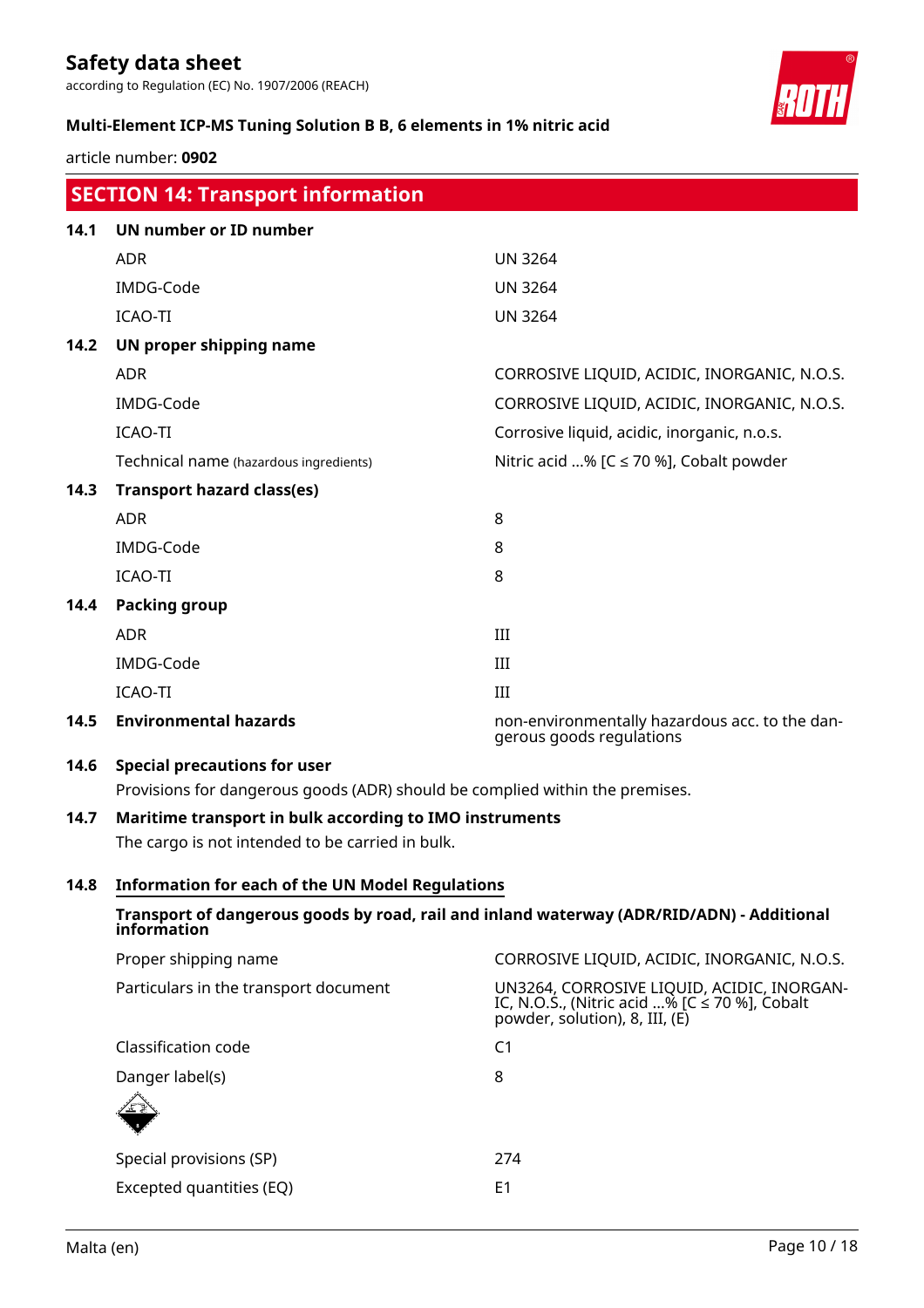## SECTION 14: Transport information

### 14.1 UN number or ID number

| | |
|---|---|
| ADR | UN 3264 |
| IMDG-Code | UN 3264 |
| ICAO-TI | UN 3264 |

### 14.2 UN proper shipping name

| | |
|---|---|
| ADR | CORROSIVE LIQUID, ACIDIC, INORGANIC, N.O.S. |
| IMDG-Code | CORROSIVE LIQUID, ACIDIC, INORGANIC, N.O.S. |
| ICAO-TI | Corrosive liquid, acidic, inorganic, n.o.s. |
| Technical name (hazardous ingredients) | Nitric acid ...% [C ≤ 70 %], Cobalt powder |

### 14.3 Transport hazard class(es)

| | |
|---|---|
| ADR | 8 |
| IMDG-Code | 8 |
| ICAO-TI | 8 |

### 14.4 Packing group

| | |
|---|---|
| ADR | III |
| IMDG-Code | III |
| ICAO-TI | III |

### 14.5 Environmental hazards

non-environmentally hazardous acc. to the dangerous goods regulations

### 14.6 Special precautions for user

Provisions for dangerous goods (ADR) should be complied within the premises.

### 14.7 Maritime transport in bulk according to IMO instruments

The cargo is not intended to be carried in bulk.

### 14.8 Information for each of the UN Model Regulations

**Transport of dangerous goods by road, rail and inland waterway (ADR/RID/ADN) - Additional information**

| | |
|---|---|
| Proper shipping name | CORROSIVE LIQUID, ACIDIC, INORGANIC, N.O.S. |
| Particulars in the transport document | UN3264, CORROSIVE LIQUID, ACIDIC, INORGANIC, N.O.S., (Nitric acid ...% [C ≤ 70 %], Cobalt powder, solution), 8, III, (E) |
| Classification code | C1 |
| Danger label(s) | 8 |
| Special provisions (SP) | 274 |
| Excepted quantities (EQ) | E1 |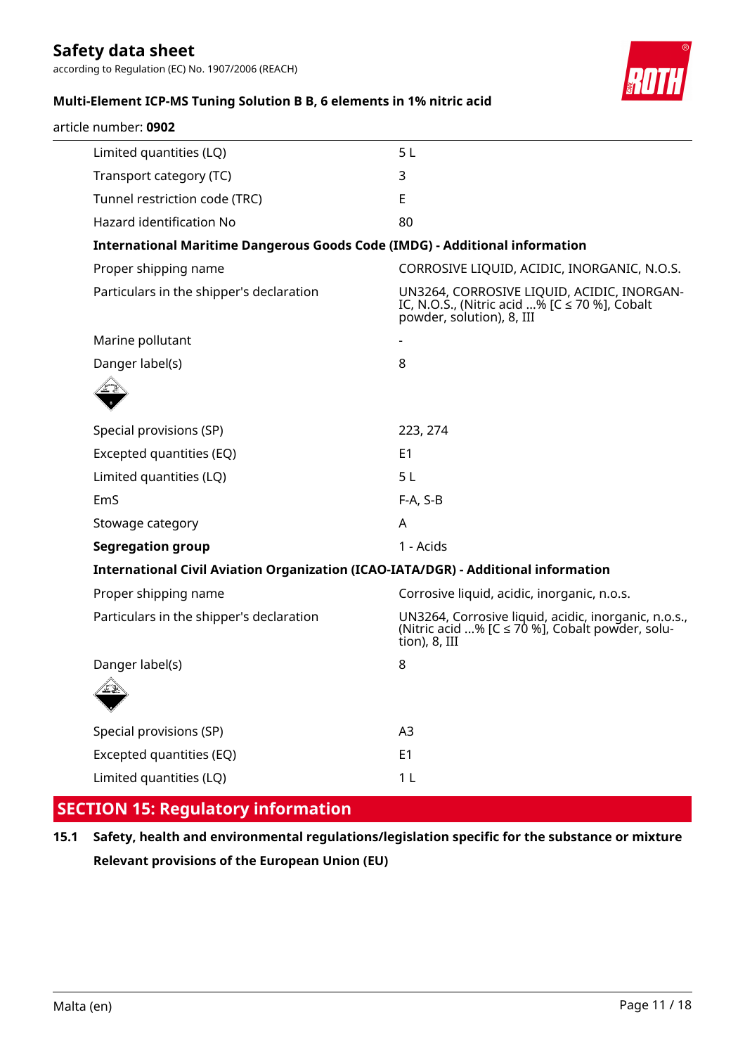| | |
|---|---|
| Limited quantities (LQ) | 5 L |
| Transport category (TC) | 3 |
| Tunnel restriction code (TRC) | E |
| Hazard identification No | 80 |

**International Maritime Dangerous Goods Code (IMDG) - Additional information**

| | |
|---|---|
| Proper shipping name | CORROSIVE LIQUID, ACIDIC, INORGANIC, N.O.S. |
| Particulars in the shipper's declaration | UN3264, CORROSIVE LIQUID, ACIDIC, INORGANIC, N.O.S., (Nitric acid ...% [C ≤ 70 %], Cobalt powder, solution), 8, III |
| Marine pollutant | - |
| Danger label(s) | 8 |
| Special provisions (SP) | 223, 274 |
| Excepted quantities (EQ) | E1 |
| Limited quantities (LQ) | 5 L |
| EmS | F-A, S-B |
| Stowage category | A |
| **Segregation group** | 1 - Acids |

**International Civil Aviation Organization (ICAO-IATA/DGR) - Additional information**

| | |
|---|---|
| Proper shipping name | Corrosive liquid, acidic, inorganic, n.o.s. |
| Particulars in the shipper's declaration | UN3264, Corrosive liquid, acidic, inorganic, n.o.s., (Nitric acid ...% [C ≤ 70 %], Cobalt powder, solution), 8, III |
| Danger label(s) | 8 |
| Special provisions (SP) | A3 |
| Excepted quantities (EQ) | E1 |
| Limited quantities (LQ) | 1 L |

## SECTION 15: Regulatory information

**15.1 Safety, health and environmental regulations/legislation specific for the substance or mixture**

**Relevant provisions of the European Union (EU)**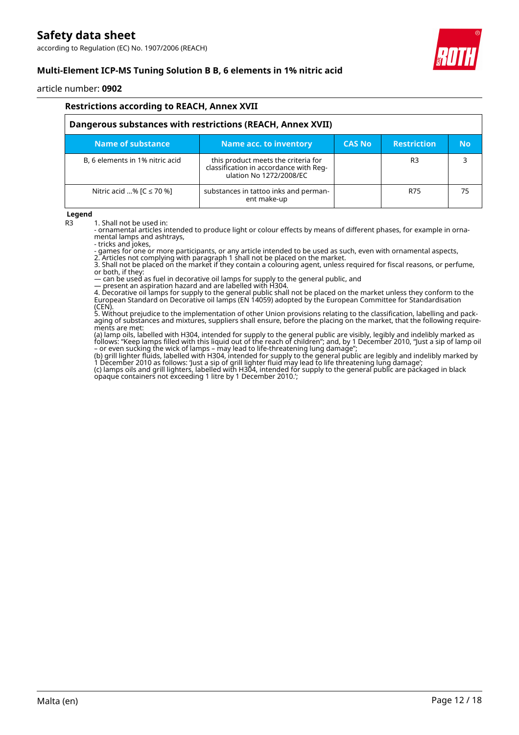### Restrictions according to REACH, Annex XVII

| Dangerous substances with restrictions (REACH, Annex XVII) | | | | |
|---|---|---|---|---|
| **Name of substance** | **Name acc. to inventory** | **CAS No** | **Restriction** | **No** |
| B, 6 elements in 1% nitric acid | this product meets the criteria for classification in accordance with Regulation No 1272/2008/EC | | R3 | 3 |
| Nitric acid ...% [C ≤ 70 %] | substances in tattoo inks and permanent make-up | | R75 | 75 |

**Legend**

R3 1. Shall not be used in:
- ornamental articles intended to produce light or colour effects by means of different phases, for example in ornamental lamps and ashtrays,
- tricks and jokes,
- games for one or more participants, or any article intended to be used as such, even with ornamental aspects,

2. Articles not complying with paragraph 1 shall not be placed on the market.
3. Shall not be placed on the market if they contain a colouring agent, unless required for fiscal reasons, or perfume, or both, if they:
— can be used as fuel in decorative oil lamps for supply to the general public, and
— present an aspiration hazard and are labelled with H304.
4. Decorative oil lamps for supply to the general public shall not be placed on the market unless they conform to the European Standard on Decorative oil lamps (EN 14059) adopted by the European Committee for Standardisation (CEN).
5. Without prejudice to the implementation of other Union provisions relating to the classification, labelling and packaging of substances and mixtures, suppliers shall ensure, before the placing on the market, that the following requirements are met:
(a) lamp oils, labelled with H304, intended for supply to the general public are visibly, legibly and indelibly marked as follows: "Keep lamps filled with this liquid out of the reach of children"; and, by 1 December 2010, "Just a sip of lamp oil – or even sucking the wick of lamps – may lead to life-threatening lung damage";
(b) grill lighter fluids, labelled with H304, intended for supply to the general public are legibly and indelibly marked by 1 December 2010 as follows: 'Just a sip of grill lighter fluid may lead to life threatening lung damage';
(c) lamps oils and grill lighters, labelled with H304, intended for supply to the general public are packaged in black opaque containers not exceeding 1 litre by 1 December 2010.';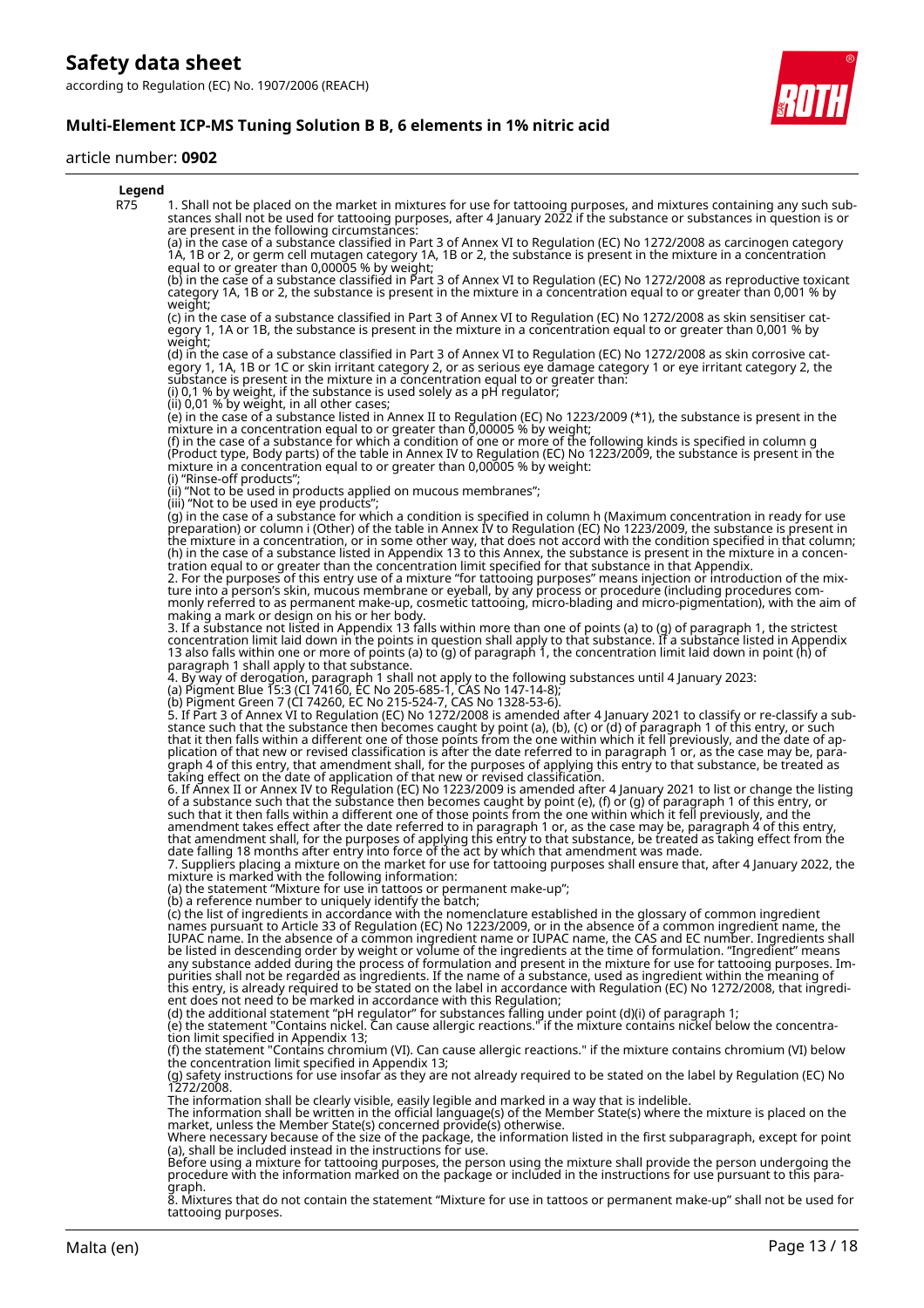**Legend**

| | |
|---|---|
| R75 | 1. Shall not be placed on the market in mixtures for use for tattooing purposes, and mixtures containing any such substances shall not be used for tattooing purposes, after 4 January 2022 if the substance or substances in question is or are present in the following circumstances: (a) in the case of a substance classified in Part 3 of Annex VI to Regulation (EC) No 1272/2008 as carcinogen category 1A, 1B or 2, or germ cell mutagen category 1A, 1B or 2, the substance is present in the mixture in a concentration equal to or greater than 0,00005 % by weight; (b) in the case of a substance classified in Part 3 of Annex VI to Regulation (EC) No 1272/2008 as reproductive toxicant category 1A, 1B or 2, the substance is present in the mixture in a concentration equal to or greater than 0,001 % by weight; (c) in the case of a substance classified in Part 3 of Annex VI to Regulation (EC) No 1272/2008 as skin sensitiser category 1, 1A or 1B, the substance is present in the mixture in a concentration equal to or greater than 0,001 % by weight; (d) in the case of a substance classified in Part 3 of Annex VI to Regulation (EC) No 1272/2008 as skin corrosive category 1, 1A, 1B or 1C or skin irritant category 2, or as serious eye damage category 1 or eye irritant category 2, the substance is present in the mixture in a concentration equal to or greater than: (i) 0,1 % by weight, if the substance is used solely as a pH regulator; (ii) 0,01 % by weight, in all other cases; (e) in the case of a substance listed in Annex II to Regulation (EC) No 1223/2009 (*1), the substance is present in the mixture in a concentration equal to or greater than 0,00005 % by weight; (f) in the case of a substance for which a condition of one or more of the following kinds is specified in column g (Product type, Body parts) of the table in Annex IV to Regulation (EC) No 1223/2009, the substance is present in the mixture in a concentration equal to or greater than 0,00005 % by weight: (i) "Rinse-off products"; (ii) "Not to be used in products applied on mucous membranes"; (iii) "Not to be used in eye products"; (g) in the case of a substance for which a condition is specified in column h (Maximum concentration in ready for use preparation) or column i (Other) of the table in Annex IV to Regulation (EC) No 1223/2009, the substance is present in the mixture in a concentration, or in some other way, that does not accord with the condition specified in that column; (h) in the case of a substance listed in Appendix 13 to this Annex, the substance is present in the mixture in a concentration equal to or greater than the concentration limit specified for that substance in that Appendix. 2. For the purposes of this entry use of a mixture "for tattooing purposes" means injection or introduction of the mixture into a person's skin, mucous membrane or eyeball, by any process or procedure (including procedures commonly referred to as permanent make-up, cosmetic tattooing, micro-blading and micro-pigmentation), with the aim of making a mark or design on his or her body. 3. If a substance not listed in Appendix 13 falls within more than one of points (a) to (g) of paragraph 1, the strictest concentration limit laid down in the points in question shall apply to that substance. If a substance listed in Appendix 13 also falls within one or more of points (a) to (g) of paragraph 1, the concentration limit laid down in point (h) of paragraph 1 shall apply to that substance. 4. By way of derogation, paragraph 1 shall not apply to the following substances until 4 January 2023: (a) Pigment Blue 15:3 (CI 74160, EC No 205-685-1, CAS No 147-14-8); (b) Pigment Green 7 (CI 74260, EC No 215-524-7, CAS No 1328-53-6). 5. If Part 3 of Annex VI to Regulation (EC) No 1272/2008 is amended after 4 January 2021 to classify or re-classify a substance such that the substance then becomes caught by point (a), (b), (c) or (d) of paragraph 1 of this entry, or such that it then falls within a different one of those points from the one within which it fell previously, and the date of application of that new or revised classification is after the date referred to in paragraph 1 or, as the case may be, paragraph 4 of this entry, that amendment shall, for the purposes of applying this entry to that substance, be treated as taking effect on the date of application of that new or revised classification. 6. If Annex II or Annex IV to Regulation (EC) No 1223/2009 is amended after 4 January 2021 to list or change the listing of a substance such that the substance then becomes caught by point (e), (f) or (g) of paragraph 1 of this entry, or such that it then falls within a different one of those points from the one within which it fell previously, and the amendment takes effect after the date referred to in paragraph 1 or, as the case may be, paragraph 4 of this entry, that amendment shall, for the purposes of applying this entry to that substance, be treated as taking effect from the date falling 18 months after entry into force of the act by which that amendment was made. 7. Suppliers placing a mixture on the market for use for tattooing purposes shall ensure that, after 4 January 2022, the mixture is marked with the following information: (a) the statement "Mixture for use in tattoos or permanent make-up"; (b) a reference number to uniquely identify the batch; (c) the list of ingredients in accordance with the nomenclature established in the glossary of common ingredient names pursuant to Article 33 of Regulation (EC) No 1223/2009, or in the absence of a common ingredient name, the IUPAC name. In the absence of a common ingredient name or IUPAC name, the CAS and EC number. Ingredients shall be listed in descending order by weight or volume of the ingredients at the time of formulation. "Ingredient" means any substance added during the process of formulation and present in the mixture for use for tattooing purposes. Impurities shall not be regarded as ingredients. If the name of a substance, used as ingredient within the meaning of this entry, is already required to be stated on the label in accordance with Regulation (EC) No 1272/2008, that ingredient does not need to be marked in accordance with this Regulation; (d) the additional statement "pH regulator" for substances falling under point (d)(i) of paragraph 1; (e) the statement "Contains nickel. Can cause allergic reactions." if the mixture contains nickel below the concentration limit specified in Appendix 13; (f) the statement "Contains chromium (VI). Can cause allergic reactions." if the mixture contains chromium (VI) below the concentration limit specified in Appendix 13; (g) safety instructions for use insofar as they are not already required to be stated on the label by Regulation (EC) No 1272/2008. The information shall be clearly visible, easily legible and marked in a way that is indelible. The information shall be written in the official language(s) of the Member State(s) where the mixture is placed on the market, unless the Member State(s) concerned provide(s) otherwise. Where necessary because of the size of the package, the information listed in the first subparagraph, except for point (a), shall be included instead in the instructions for use. Before using a mixture for tattooing purposes, the person using the mixture shall provide the person undergoing the procedure with the information marked on the package or included in the instructions for use pursuant to this paragraph. 8. Mixtures that do not contain the statement "Mixture for use in tattoos or permanent make-up" shall not be used for tattooing purposes. |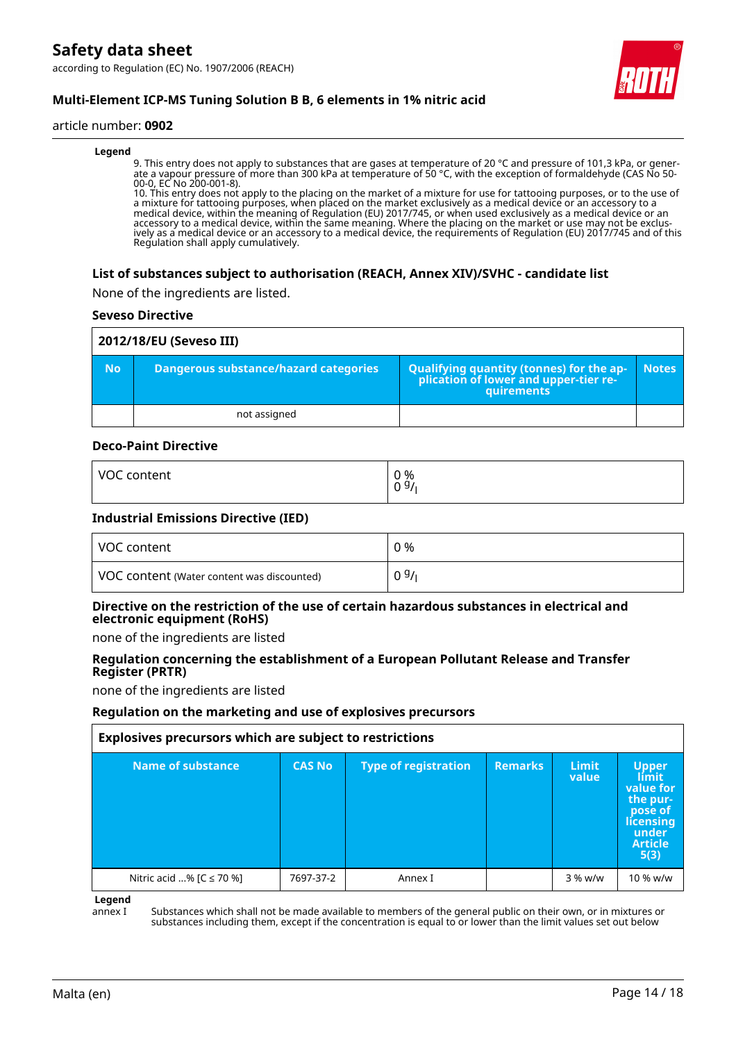**Legend**

9. This entry does not apply to substances that are gases at temperature of 20 °C and pressure of 101,3 kPa, or generate a vapour pressure of more than 300 kPa at temperature of 50 °C, with the exception of formaldehyde (CAS No 50-00-0, EC No 200-001-8).
10. This entry does not apply to the placing on the market of a mixture for use for tattooing purposes, or to the use of a mixture for tattooing purposes, when placed on the market exclusively as a medical device or an accessory to a medical device, within the meaning of Regulation (EU) 2017/745, or when used exclusively as a medical device or an accessory to a medical device, within the same meaning. Where the placing on the market or use may not be exclusively as a medical device or an accessory to a medical device, the requirements of Regulation (EU) 2017/745 and of this Regulation shall apply cumulatively.

### List of substances subject to authorisation (REACH, Annex XIV)/SVHC - candidate list

None of the ingredients are listed.

#### Seveso Directive

| 2012/18/EU (Seveso III) | | | |
|---|---|---|---|
| **No** | **Dangerous substance/hazard categories** | **Qualifying quantity (tonnes) for the application of lower and upper-tier requirements** | **Notes** |
| | not assigned | | |

#### Deco-Paint Directive

| VOC content | 0 %<br>0 g/l |
|---|---|

#### Industrial Emissions Directive (IED)

| VOC content | 0 % |
|---|---|
| VOC content (Water content was discounted) | 0 g/l |

#### Directive on the restriction of the use of certain hazardous substances in electrical and electronic equipment (RoHS)

none of the ingredients are listed

#### Regulation concerning the establishment of a European Pollutant Release and Transfer Register (PRTR)

none of the ingredients are listed

#### Regulation on the marketing and use of explosives precursors

| Explosives precursors which are subject to restrictions | | | | | |
|---|---|---|---|---|---|
| **Name of substance** | **CAS No** | **Type of registration** | **Remarks** | **Limit value** | **Upper limit value for the purpose of licensing under Article 5(3)** |
| Nitric acid ...% [C ≤ 70 %] | 7697-37-2 | Annex I | | 3 % w/w | 10 % w/w |

**Legend**

annex I — Substances which shall not be made available to members of the general public on their own, or in mixtures or substances including them, except if the concentration is equal to or lower than the limit values set out below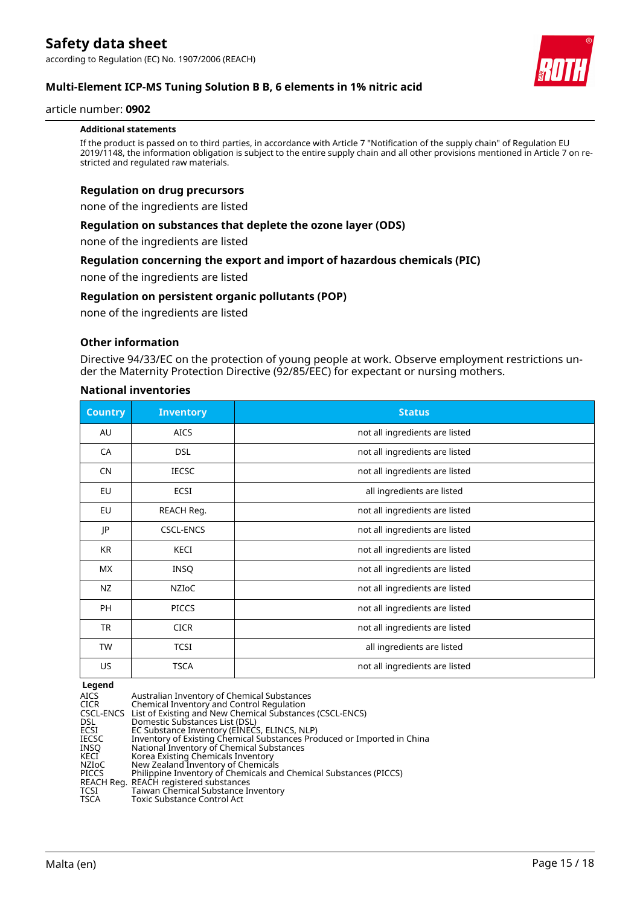#### Additional statements

If the product is passed on to third parties, in accordance with Article 7 "Notification of the supply chain" of Regulation EU 2019/1148, the information obligation is subject to the entire supply chain and all other provisions mentioned in Article 7 on restricted and regulated raw materials.

### Regulation on drug precursors

none of the ingredients are listed

### Regulation on substances that deplete the ozone layer (ODS)

none of the ingredients are listed

### Regulation concerning the export and import of hazardous chemicals (PIC)

none of the ingredients are listed

### Regulation on persistent organic pollutants (POP)

none of the ingredients are listed

### Other information

Directive 94/33/EC on the protection of young people at work. Observe employment restrictions under the Maternity Protection Directive (92/85/EEC) for expectant or nursing mothers.

#### National inventories

| Country | Inventory | Status |
|---|---|---|
| AU | AICS | not all ingredients are listed |
| CA | DSL | not all ingredients are listed |
| CN | IECSC | not all ingredients are listed |
| EU | ECSI | all ingredients are listed |
| EU | REACH Reg. | not all ingredients are listed |
| JP | CSCL-ENCS | not all ingredients are listed |
| KR | KECI | not all ingredients are listed |
| MX | INSQ | not all ingredients are listed |
| NZ | NZIoC | not all ingredients are listed |
| PH | PICCS | not all ingredients are listed |
| TR | CICR | not all ingredients are listed |
| TW | TCSI | all ingredients are listed |
| US | TSCA | not all ingredients are listed |

**Legend**

| | |
|---|---|
| AICS | Australian Inventory of Chemical Substances |
| CICR | Chemical Inventory and Control Regulation |
| CSCL-ENCS | List of Existing and New Chemical Substances (CSCL-ENCS) |
| DSL | Domestic Substances List (DSL) |
| ECSI | EC Substance Inventory (EINECS, ELINCS, NLP) |
| IECSC | Inventory of Existing Chemical Substances Produced or Imported in China |
| INSQ | National Inventory of Chemical Substances |
| KECI | Korea Existing Chemicals Inventory |
| NZIoC | New Zealand Inventory of Chemicals |
| PICCS | Philippine Inventory of Chemicals and Chemical Substances (PICCS) |
| REACH Reg. | REACH registered substances |
| TCSI | Taiwan Chemical Substance Inventory |
| TSCA | Toxic Substance Control Act |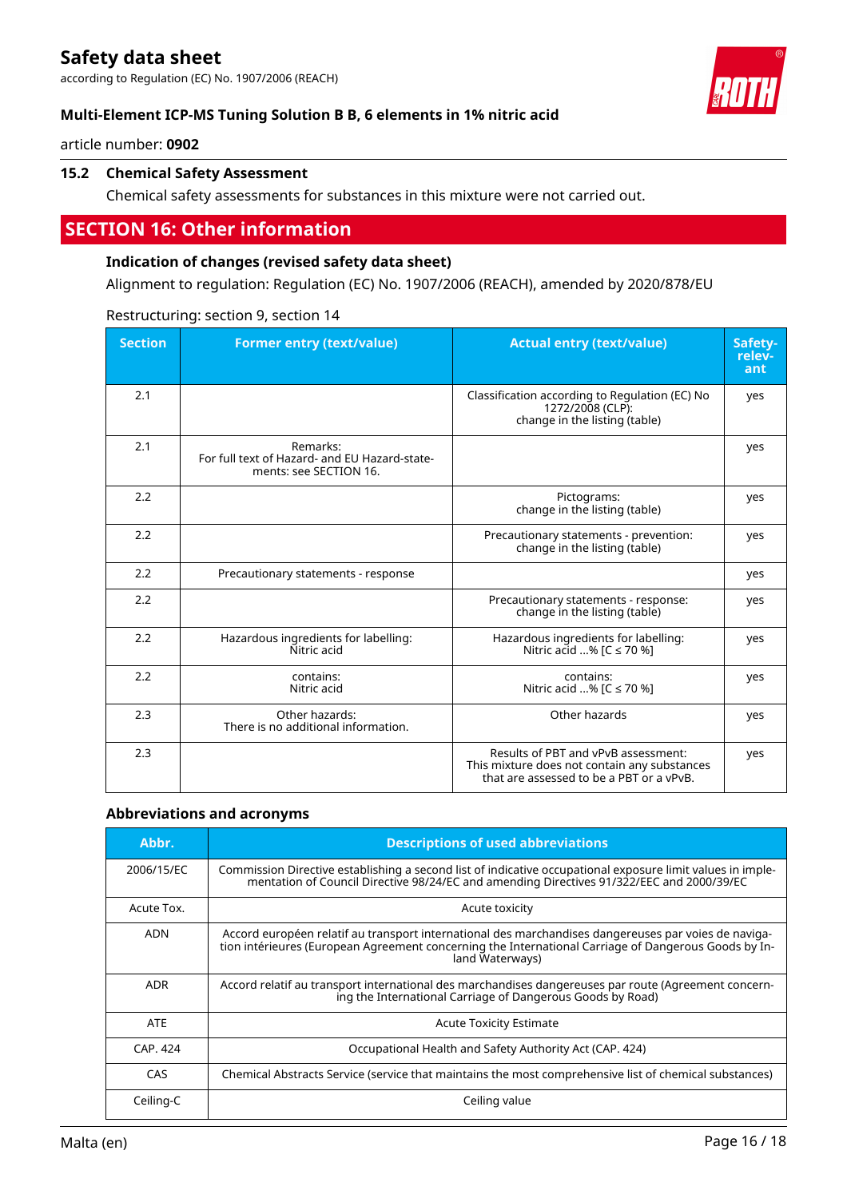### 15.2 Chemical Safety Assessment

Chemical safety assessments for substances in this mixture were not carried out.

## SECTION 16: Other information

### Indication of changes (revised safety data sheet)

Alignment to regulation: Regulation (EC) No. 1907/2006 (REACH), amended by 2020/878/EU

Restructuring: section 9, section 14

| Section | Former entry (text/value) | Actual entry (text/value) | Safety-relevant |
|---|---|---|---|
| 2.1 | | Classification according to Regulation (EC) No 1272/2008 (CLP): change in the listing (table) | yes |
| 2.1 | Remarks: For full text of Hazard- and EU Hazard-statements: see SECTION 16. | | yes |
| 2.2 | | Pictograms: change in the listing (table) | yes |
| 2.2 | | Precautionary statements - prevention: change in the listing (table) | yes |
| 2.2 | Precautionary statements - response | | yes |
| 2.2 | | Precautionary statements - response: change in the listing (table) | yes |
| 2.2 | Hazardous ingredients for labelling: Nitric acid | Hazardous ingredients for labelling: Nitric acid ...% [C ≤ 70 %] | yes |
| 2.2 | contains: Nitric acid | contains: Nitric acid ...% [C ≤ 70 %] | yes |
| 2.3 | Other hazards: There is no additional information. | Other hazards | yes |
| 2.3 | | Results of PBT and vPvB assessment: This mixture does not contain any substances that are assessed to be a PBT or a vPvB. | yes |

### Abbreviations and acronyms

| Abbr. | Descriptions of used abbreviations |
|---|---|
| 2006/15/EC | Commission Directive establishing a second list of indicative occupational exposure limit values in implementation of Council Directive 98/24/EC and amending Directives 91/322/EEC and 2000/39/EC |
| Acute Tox. | Acute toxicity |
| ADN | Accord européen relatif au transport international des marchandises dangereuses par voies de navigation intérieures (European Agreement concerning the International Carriage of Dangerous Goods by Inland Waterways) |
| ADR | Accord relatif au transport international des marchandises dangereuses par route (Agreement concerning the International Carriage of Dangerous Goods by Road) |
| ATE | Acute Toxicity Estimate |
| CAP. 424 | Occupational Health and Safety Authority Act (CAP. 424) |
| CAS | Chemical Abstracts Service (service that maintains the most comprehensive list of chemical substances) |
| Ceiling-C | Ceiling value |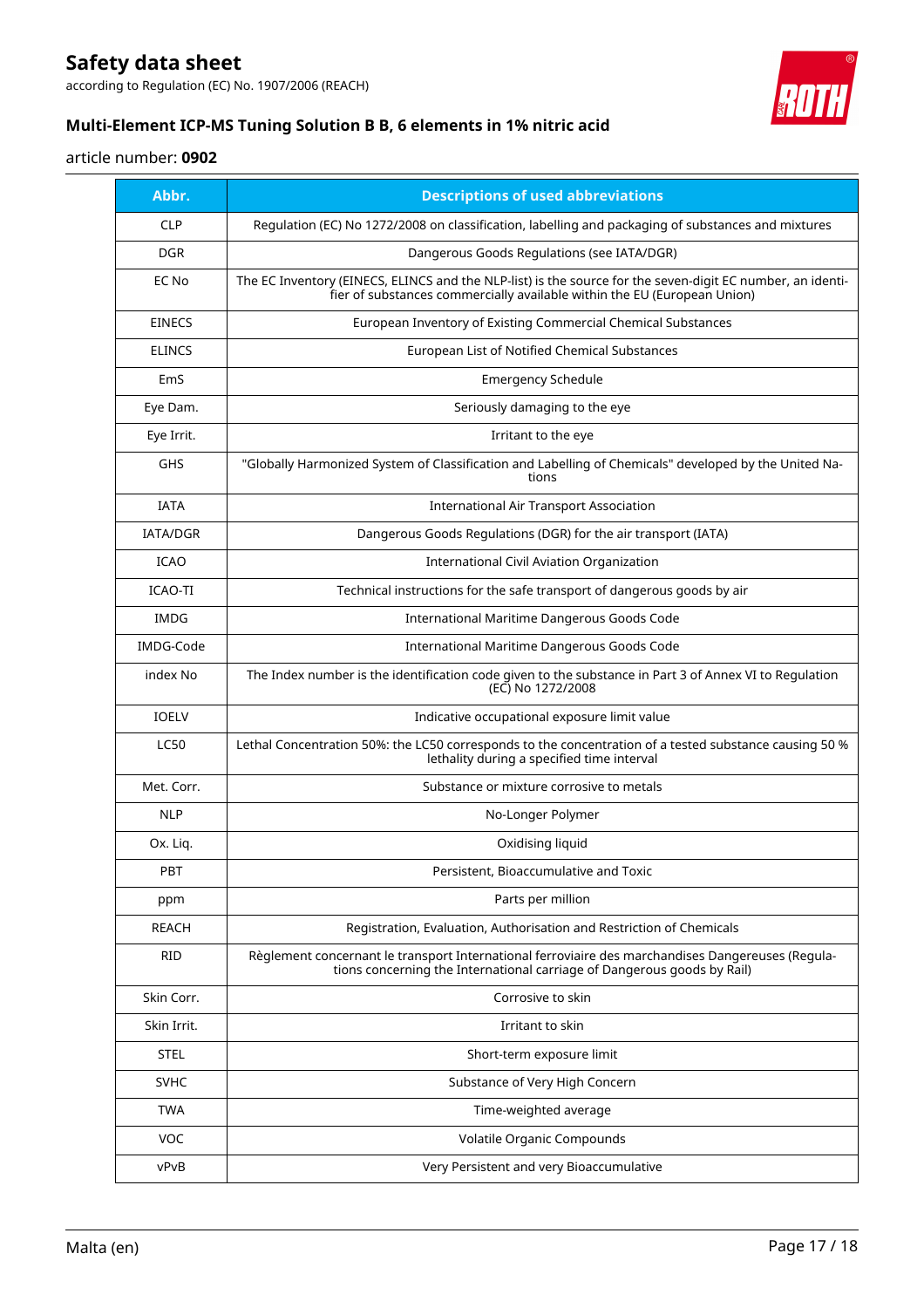| Abbr. | Descriptions of used abbreviations |
|---|---|
| CLP | Regulation (EC) No 1272/2008 on classification, labelling and packaging of substances and mixtures |
| DGR | Dangerous Goods Regulations (see IATA/DGR) |
| EC No | The EC Inventory (EINECS, ELINCS and the NLP-list) is the source for the seven-digit EC number, an identifier of substances commercially available within the EU (European Union) |
| EINECS | European Inventory of Existing Commercial Chemical Substances |
| ELINCS | European List of Notified Chemical Substances |
| EmS | Emergency Schedule |
| Eye Dam. | Seriously damaging to the eye |
| Eye Irrit. | Irritant to the eye |
| GHS | "Globally Harmonized System of Classification and Labelling of Chemicals" developed by the United Nations |
| IATA | International Air Transport Association |
| IATA/DGR | Dangerous Goods Regulations (DGR) for the air transport (IATA) |
| ICAO | International Civil Aviation Organization |
| ICAO-TI | Technical instructions for the safe transport of dangerous goods by air |
| IMDG | International Maritime Dangerous Goods Code |
| IMDG-Code | International Maritime Dangerous Goods Code |
| index No | The Index number is the identification code given to the substance in Part 3 of Annex VI to Regulation (EC) No 1272/2008 |
| IOELV | Indicative occupational exposure limit value |
| LC50 | Lethal Concentration 50%: the LC50 corresponds to the concentration of a tested substance causing 50 % lethality during a specified time interval |
| Met. Corr. | Substance or mixture corrosive to metals |
| NLP | No-Longer Polymer |
| Ox. Liq. | Oxidising liquid |
| PBT | Persistent, Bioaccumulative and Toxic |
| ppm | Parts per million |
| REACH | Registration, Evaluation, Authorisation and Restriction of Chemicals |
| RID | Règlement concernant le transport International ferroviaire des marchandises Dangereuses (Regulations concerning the International carriage of Dangerous goods by Rail) |
| Skin Corr. | Corrosive to skin |
| Skin Irrit. | Irritant to skin |
| STEL | Short-term exposure limit |
| SVHC | Substance of Very High Concern |
| TWA | Time-weighted average |
| VOC | Volatile Organic Compounds |
| vPvB | Very Persistent and very Bioaccumulative |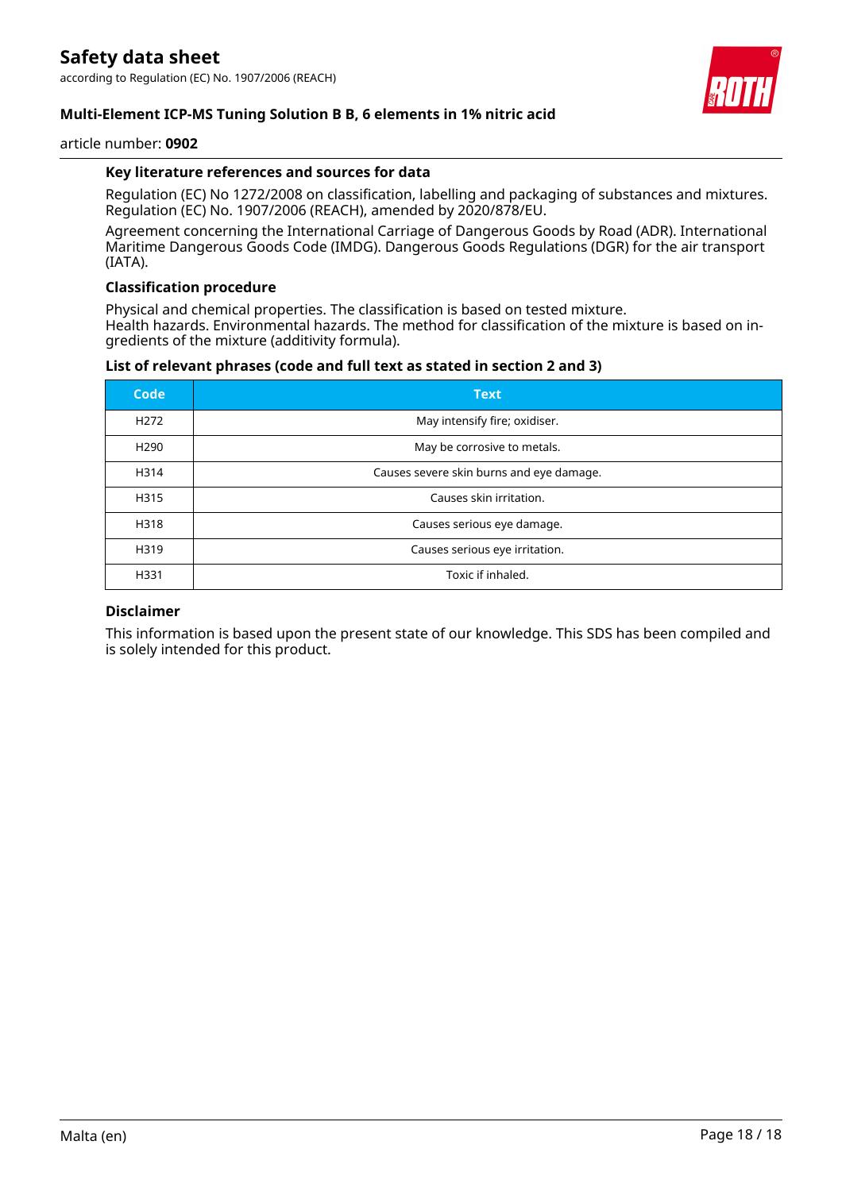### Key literature references and sources for data

Regulation (EC) No 1272/2008 on classification, labelling and packaging of substances and mixtures. Regulation (EC) No. 1907/2006 (REACH), amended by 2020/878/EU.

Agreement concerning the International Carriage of Dangerous Goods by Road (ADR). International Maritime Dangerous Goods Code (IMDG). Dangerous Goods Regulations (DGR) for the air transport (IATA).

### Classification procedure

Physical and chemical properties. The classification is based on tested mixture.
Health hazards. Environmental hazards. The method for classification of the mixture is based on ingredients of the mixture (additivity formula).

### List of relevant phrases (code and full text as stated in section 2 and 3)

| Code | Text |
|---|---|
| H272 | May intensify fire; oxidiser. |
| H290 | May be corrosive to metals. |
| H314 | Causes severe skin burns and eye damage. |
| H315 | Causes skin irritation. |
| H318 | Causes serious eye damage. |
| H319 | Causes serious eye irritation. |
| H331 | Toxic if inhaled. |

### Disclaimer

This information is based upon the present state of our knowledge. This SDS has been compiled and is solely intended for this product.